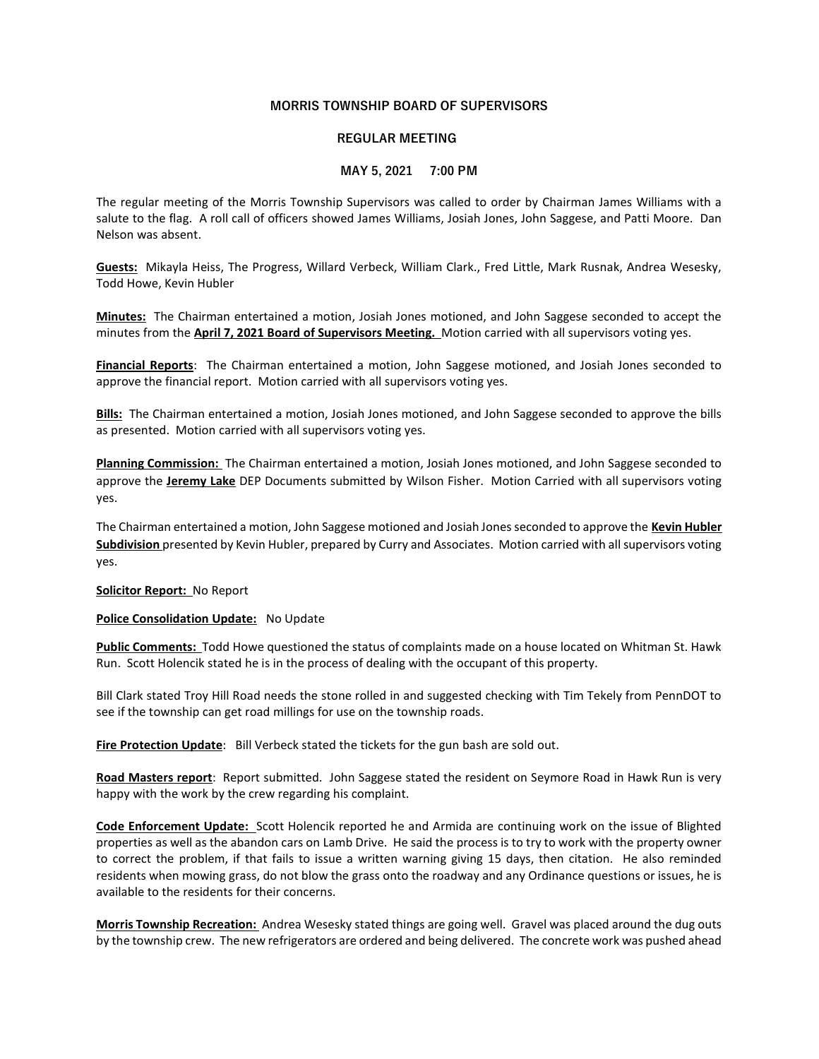# MORRIS TOWNSHIP BOARD OF SUPERVISORS

## REGULAR MEETING

## MAY 5, 2021 7:00 PM

The regular meeting of the Morris Township Supervisors was called to order by Chairman James Williams with a salute to the flag. A roll call of officers showed James Williams, Josiah Jones, John Saggese, and Patti Moore. Dan Nelson was absent.

**Guests:** Mikayla Heiss, The Progress, Willard Verbeck, William Clark., Fred Little, Mark Rusnak, Andrea Wesesky, Todd Howe, Kevin Hubler

**Minutes:** The Chairman entertained a motion, Josiah Jones motioned, and John Saggese seconded to accept the minutes from the **April 7, 2021 Board of Supervisors Meeting.** Motion carried with all supervisors voting yes.

**Financial Reports**: The Chairman entertained a motion, John Saggese motioned, and Josiah Jones seconded to approve the financial report. Motion carried with all supervisors voting yes.

**Bills:** The Chairman entertained a motion, Josiah Jones motioned, and John Saggese seconded to approve the bills as presented. Motion carried with all supervisors voting yes.

**Planning Commission:** The Chairman entertained a motion, Josiah Jones motioned, and John Saggese seconded to approve the **Jeremy Lake** DEP Documents submitted by Wilson Fisher. Motion Carried with all supervisors voting yes.

The Chairman entertained a motion, John Saggese motioned and Josiah Jones seconded to approve the **Kevin Hubler Subdivision** presented by Kevin Hubler, prepared by Curry and Associates. Motion carried with all supervisors voting yes.

**Solicitor Report:** No Report

**Police Consolidation Update:** No Update

**Public Comments:** Todd Howe questioned the status of complaints made on a house located on Whitman St. Hawk Run. Scott Holencik stated he is in the process of dealing with the occupant of this property.

Bill Clark stated Troy Hill Road needs the stone rolled in and suggested checking with Tim Tekely from PennDOT to see if the township can get road millings for use on the township roads.

**Fire Protection Update**: Bill Verbeck stated the tickets for the gun bash are sold out.

**Road Masters report**: Report submitted. John Saggese stated the resident on Seymore Road in Hawk Run is very happy with the work by the crew regarding his complaint.

**Code Enforcement Update:** Scott Holencik reported he and Armida are continuing work on the issue of Blighted properties as well as the abandon cars on Lamb Drive. He said the process is to try to work with the property owner to correct the problem, if that fails to issue a written warning giving 15 days, then citation. He also reminded residents when mowing grass, do not blow the grass onto the roadway and any Ordinance questions or issues, he is available to the residents for their concerns.

**Morris Township Recreation:** Andrea Wesesky stated things are going well. Gravel was placed around the dug outs by the township crew. The new refrigerators are ordered and being delivered. The concrete work was pushed ahead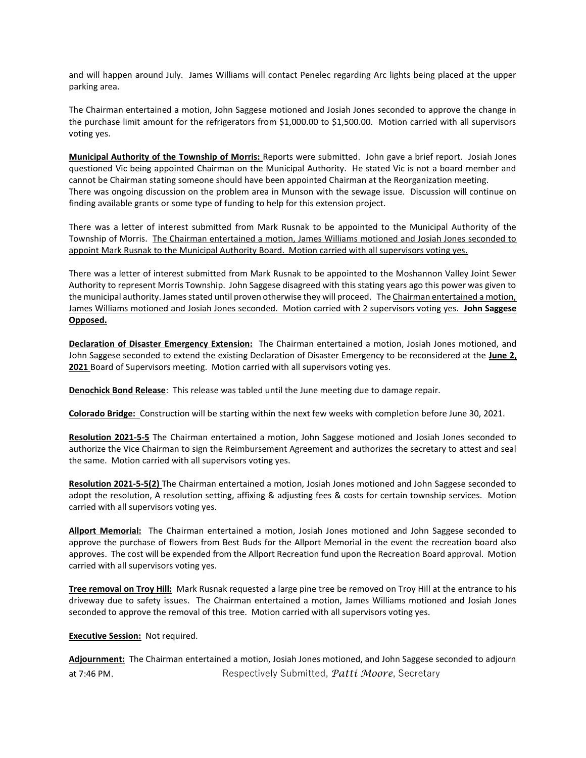and will happen around July. James Williams will contact Penelec regarding Arc lights being placed at the upper parking area.

The Chairman entertained a motion, John Saggese motioned and Josiah Jones seconded to approve the change in the purchase limit amount for the refrigerators from $1,000.00 to $1,500.00. Motion carried with all supervisors voting yes.

**Municipal Authority of the Township of Morris:** Reports were submitted. John gave a brief report. Josiah Jones questioned Vic being appointed Chairman on the Municipal Authority. He stated Vic is not a board member and cannot be Chairman stating someone should have been appointed Chairman at the Reorganization meeting.
There was ongoing discussion on the problem area in Munson with the sewage issue. Discussion will continue on finding available grants or some type of funding to help for this extension project.

There was a letter of interest submitted from Mark Rusnak to be appointed to the Municipal Authority of the Township of Morris. The Chairman entertained a motion, James Williams motioned and Josiah Jones seconded to appoint Mark Rusnak to the Municipal Authority Board. Motion carried with all supervisors voting yes.

There was a letter of interest submitted from Mark Rusnak to be appointed to the Moshannon Valley Joint Sewer Authority to represent Morris Township. John Saggese disagreed with this stating years ago this power was given to the municipal authority. James stated until proven otherwise they will proceed. The Chairman entertained a motion, James Williams motioned and Josiah Jones seconded. Motion carried with 2 supervisors voting yes. **John Saggese Opposed.**

**Declaration of Disaster Emergency Extension:** The Chairman entertained a motion, Josiah Jones motioned, and John Saggese seconded to extend the existing Declaration of Disaster Emergency to be reconsidered at the **June 2, 2021** Board of Supervisors meeting. Motion carried with all supervisors voting yes.

**Denochick Bond Release**: This release was tabled until the June meeting due to damage repair.

**Colorado Bridge:** Construction will be starting within the next few weeks with completion before June 30, 2021.

**Resolution 2021-5-5** The Chairman entertained a motion, John Saggese motioned and Josiah Jones seconded to authorize the Vice Chairman to sign the Reimbursement Agreement and authorizes the secretary to attest and seal the same. Motion carried with all supervisors voting yes.

**Resolution 2021-5-5(2)** The Chairman entertained a motion, Josiah Jones motioned and John Saggese seconded to adopt the resolution, A resolution setting, affixing & adjusting fees & costs for certain township services. Motion carried with all supervisors voting yes.

**Allport Memorial:** The Chairman entertained a motion, Josiah Jones motioned and John Saggese seconded to approve the purchase of flowers from Best Buds for the Allport Memorial in the event the recreation board also approves. The cost will be expended from the Allport Recreation fund upon the Recreation Board approval. Motion carried with all supervisors voting yes.

**Tree removal on Troy Hill:** Mark Rusnak requested a large pine tree be removed on Troy Hill at the entrance to his driveway due to safety issues. The Chairman entertained a motion, James Williams motioned and Josiah Jones seconded to approve the removal of this tree. Motion carried with all supervisors voting yes.

**Executive Session:** Not required.

**Adjournment:** The Chairman entertained a motion, Josiah Jones motioned, and John Saggese seconded to adjourn at 7:46 PM.

Respectively Submitted, *Patti Moore*, Secretary